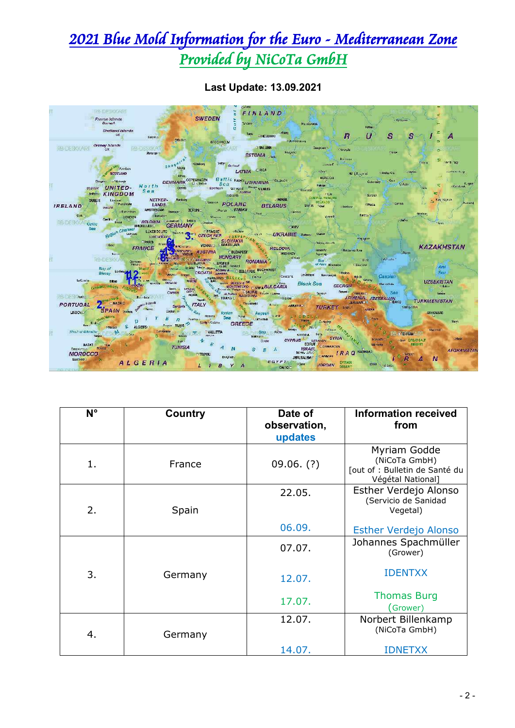# 2021 Blue Mold Information for the Euro - Mediterranean Zone
## Provided by NiCoTa GmbH

**Last Update: 13.09.2021**

| N° | Country | Date of observation, updates | Information received from |
|---|---|---|---|
| 1. | France | 09.06. (?) | Myriam Godde (NiCoTa GmbH) [out of : Bulletin de Santé du Végétal National] |
| 2. | Spain | 22.05. | Esther Verdejo Alonso (Servicio de Sanidad Vegetal) |
| | | 06.09. | Esther Verdejo Alonso |
| 3. | Germany | 07.07. | Johannes Spachmüller (Grower) |
| | | 12.07. | IDENTXX |
| | | 17.07. | Thomas Burg (Grower) |
| 4. | Germany | 12.07. | Norbert Billenkamp (NiCoTa GmbH) |
| | | 14.07. | IDNETXX |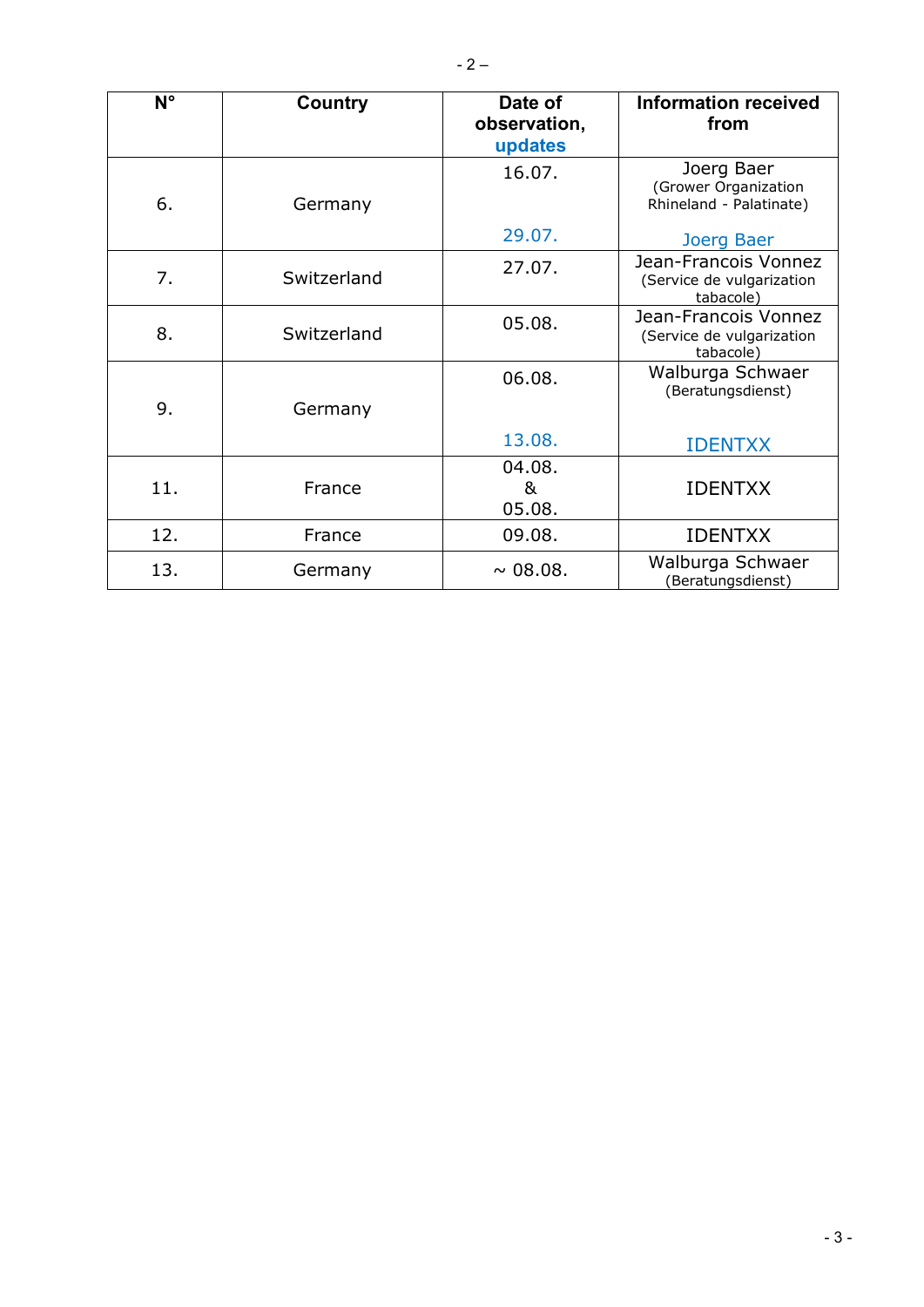| N° | Country | Date of observation, updates | Information received from |
|---|---|---|---|
| 6. | Germany | 16.07.<br><br>29.07. | Joerg Baer<br>(Grower Organization Rhineland - Palatinate)<br><br>Joerg Baer |
| 7. | Switzerland | 27.07. | Jean-Francois Vonnez<br>(Service de vulgarization tabacole) |
| 8. | Switzerland | 05.08. | Jean-Francois Vonnez<br>(Service de vulgarization tabacole) |
| 9. | Germany | 06.08.<br><br>13.08. | Walburga Schwaer<br>(Beratungsdienst)<br><br>IDENTXX |
| 11. | France | 04.08.<br>&<br>05.08. | IDENTXX |
| 12. | France | 09.08. | IDENTXX |
| 13. | Germany | ~ 08.08. | Walburga Schwaer<br>(Beratungsdienst) |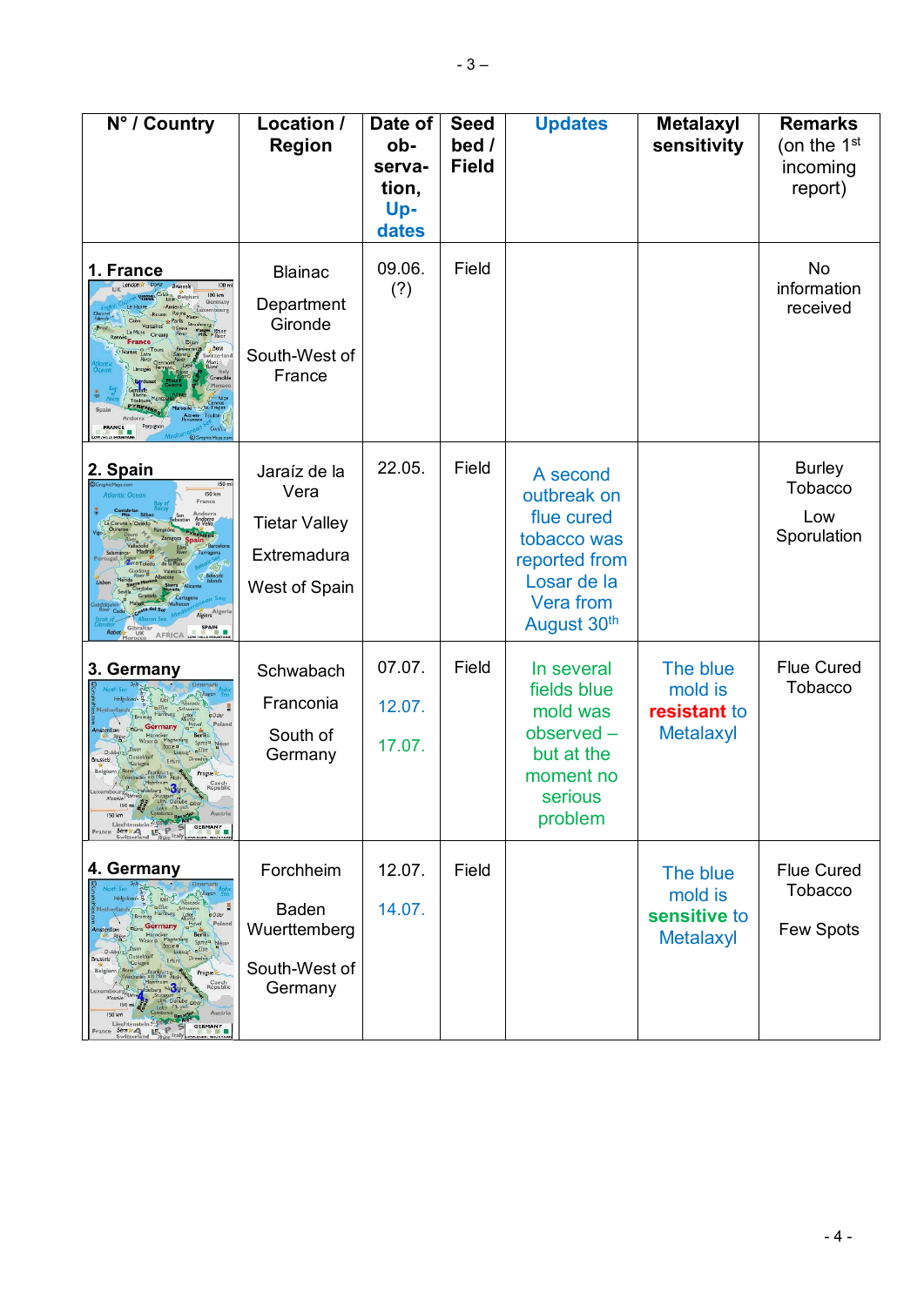| N° / Country | Location / Region | Date of observation, Updates | Seed bed / Field | Updates | Metalaxyl sensitivity | Remarks (on the 1st incoming report) |
|---|---|---|---|---|---|---|
| 1. France | Blainac<br>Department Gironde<br>South-West of France | 09.06. (?) | Field | | | No information received |
| 2. Spain | Jaraíz de la Vera<br>Tietar Valley<br>Extremadura<br>West of Spain | 22.05. | Field | A second outbreak on flue cured tobacco was reported from Losar de la Vera from August 30th | | Burley Tobacco<br>Low Sporulation |
| 3. Germany | Schwabach<br>Franconia<br>South of Germany | 07.07.<br>12.07.<br>17.07. | Field | In several fields blue mold was observed – but at the moment no serious problem | The blue mold is **resistant** to Metalaxyl | Flue Cured Tobacco |
| 4. Germany | Forchheim<br>Baden Wuerttemberg<br>South-West of Germany | 12.07.<br>14.07. | Field | | The blue mold is **sensitive** to Metalaxyl | Flue Cured Tobacco<br>Few Spots |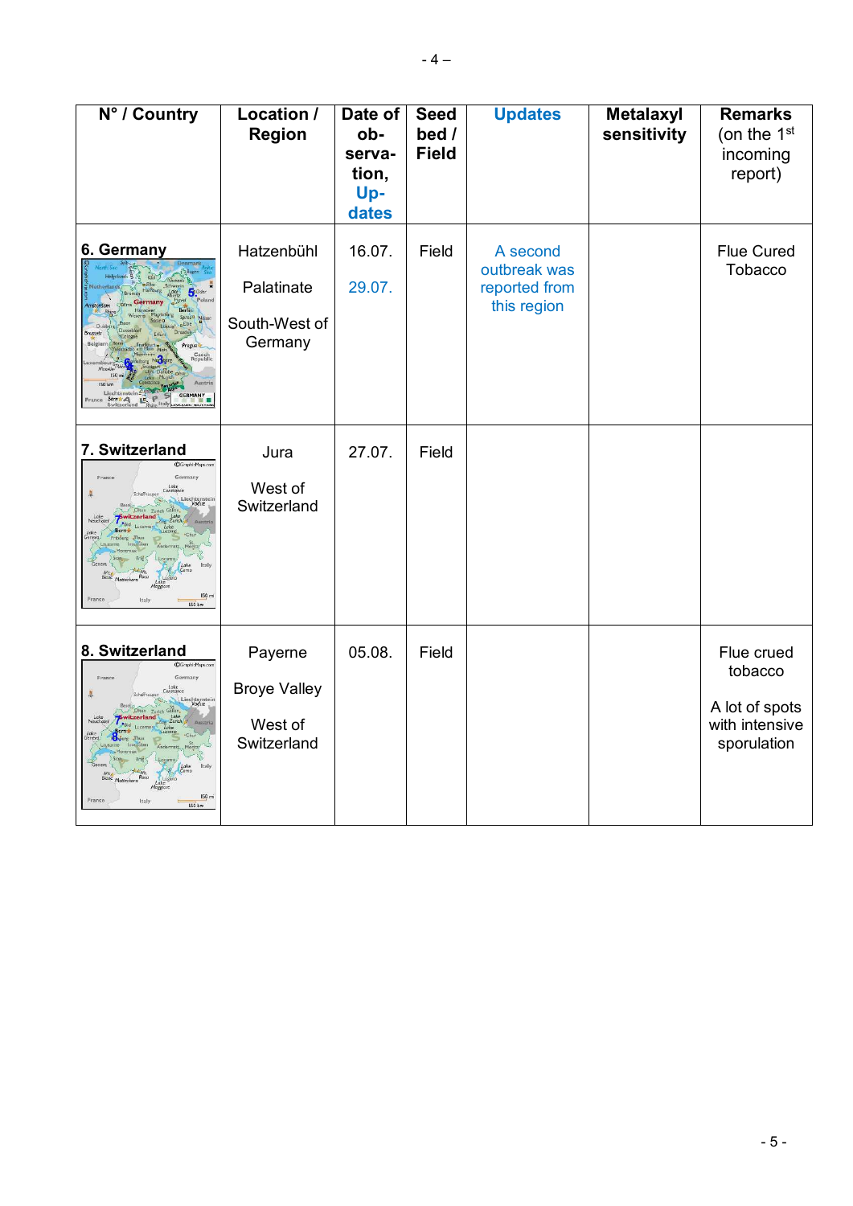| N° / Country | Location / Region | Date of observation, Updates | Seed bed / Field | Updates | Metalaxyl sensitivity | Remarks (on the 1st incoming report) |
|---|---|---|---|---|---|---|
| **6. Germany** | Hatzenbühl<br><br>Palatinate<br><br>South-West of Germany | 16.07.<br><br>29.07. | Field | A second outbreak was reported from this region | | Flue Cured Tobacco |
| **7. Switzerland** | Jura<br><br>West of Switzerland | 27.07. | Field | | | |
| **8. Switzerland** | Payerne<br><br>Broye Valley<br><br>West of Switzerland | 05.08. | Field | | | Flue crued tobacco<br><br>A lot of spots with intensive sporulation |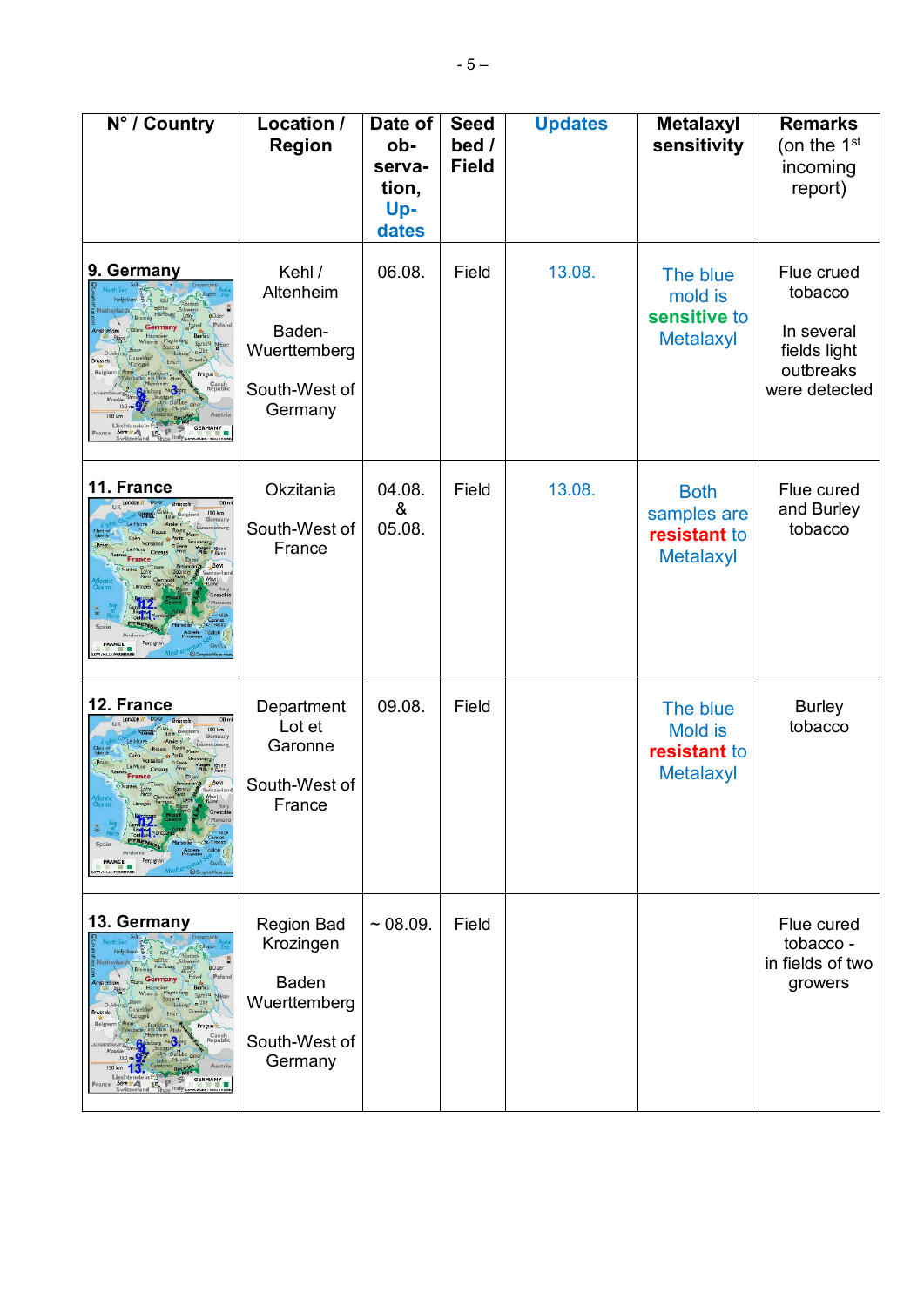| N° / Country | Location / Region | Date of observation, Updates | Seed bed / Field | Updates | Metalaxyl sensitivity | Remarks (on the 1st incoming report) |
|---|---|---|---|---|---|---|
| **9. Germany** | Kehl / Altenheim<br><br>Baden-Wuerttemberg<br><br>South-West of Germany | 06.08. | Field | 13.08. | The blue mold is sensitive to Metalaxyl | Flue crued tobacco<br><br>In several fields light outbreaks were detected |
| **11. France** | Okzitania<br><br>South-West of France | 04.08. & 05.08. | Field | 13.08. | Both samples are resistant to Metalaxyl | Flue cured and Burley tobacco |
| **12. France** | Department Lot et Garonne<br><br>South-West of France | 09.08. | Field | | The blue Mold is resistant to Metalaxyl | Burley tobacco |
| **13. Germany** | Region Bad Krozingen<br><br>Baden Wuerttemberg<br><br>South-West of Germany | ~ 08.09. | Field | | | Flue cured tobacco - in fields of two growers |